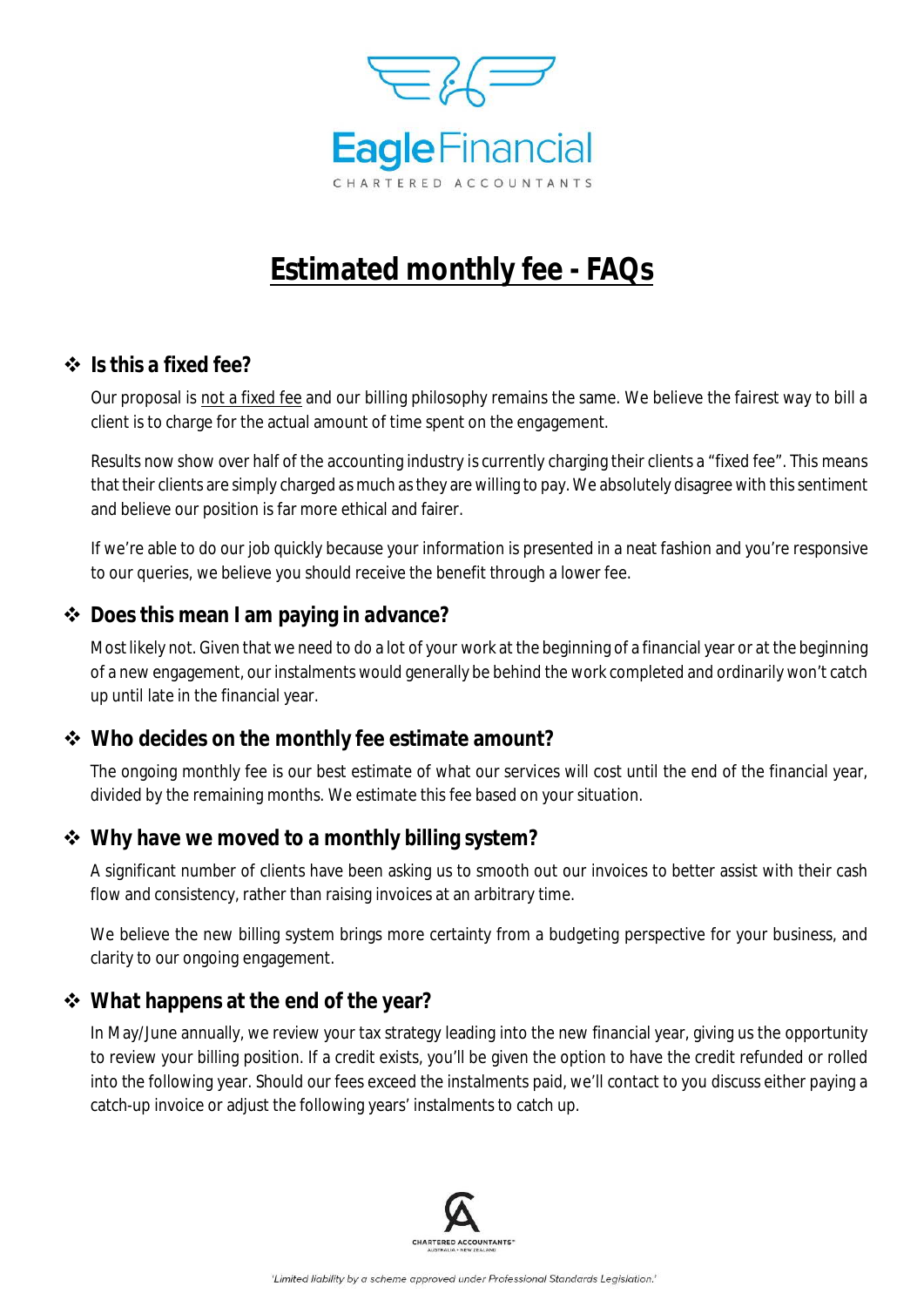EagleFinancial

CHARTERED ACCOUNTANTS

# Estimated monthly fee - FAQs

## ❖ Is this a fixed fee?

Our proposal is <u>not a fixed fee</u> and our billing philosophy remains the same. We believe the fairest way to bill a client is to charge for the actual amount of time spent on the engagement.

Results now show over half of the accounting industry is currently charging their clients a "fixed fee". This means that their clients are simply charged as much as they are willing to pay. We absolutely disagree with this sentiment and believe our position is far more ethical and fairer.

If we're able to do our job quickly because your information is presented in a neat fashion and you're responsive to our queries, we believe you should receive the benefit through a lower fee.

## ❖ Does this mean I am paying in advance?

Most likely not. Given that we need to do a lot of your work at the beginning of a financial year or at the beginning of a new engagement, our instalments would generally be behind the work completed and ordinarily won't catch up until late in the financial year.

## ❖ Who decides on the monthly fee estimate amount?

The ongoing monthly fee is our best estimate of what our services will cost until the end of the financial year, divided by the remaining months. We estimate this fee based on your situation.

## ❖ Why have we moved to a monthly billing system?

A significant number of clients have been asking us to smooth out our invoices to better assist with their cash flow and consistency, rather than raising invoices at an arbitrary time.

We believe the new billing system brings more certainty from a budgeting perspective for your business, and clarity to our ongoing engagement.

## ❖ What happens at the end of the year?

In May/June annually, we review your tax strategy leading into the new financial year, giving us the opportunity to review your billing position. If a credit exists, you'll be given the option to have the credit refunded or rolled into the following year. Should our fees exceed the instalments paid, we'll contact to you discuss either paying a catch-up invoice or adjust the following years' instalments to catch up.

CHARTERED ACCOUNTANTS™ AUSTRALIA + NEW ZEALAND

*'Limited liability by a scheme approved under Professional Standards Legislation.'*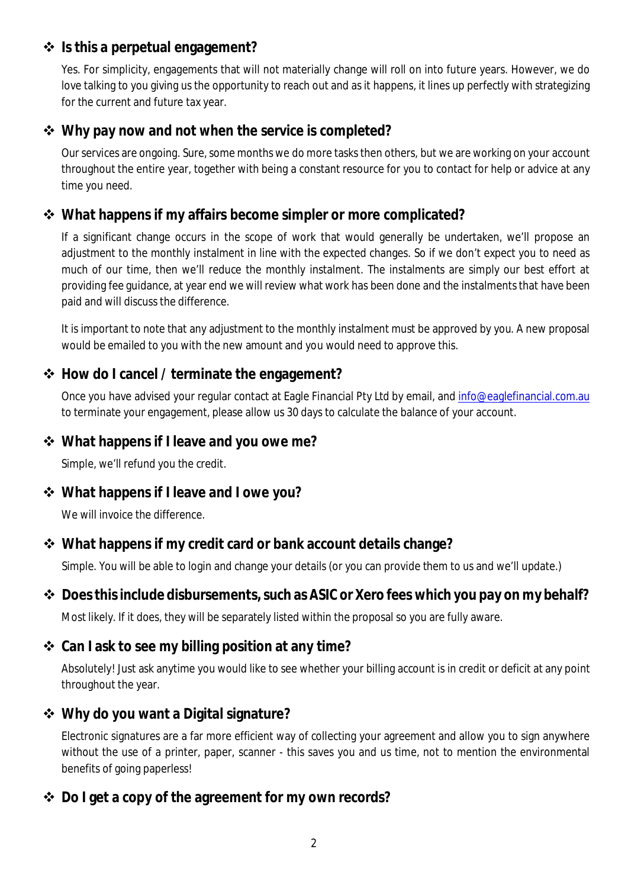- **Is this a perpetual engagement?**

  Yes. For simplicity, engagements that will not materially change will roll on into future years. However, we do love talking to you giving us the opportunity to reach out and as it happens, it lines up perfectly with strategizing for the current and future tax year.

- **Why pay now and not when the service is completed?**

  Our services are ongoing. Sure, some months we do more tasks then others, but we are working on your account throughout the entire year, together with being a constant resource for you to contact for help or advice at any time you need.

- **What happens if my affairs become simpler or more complicated?**

  If a significant change occurs in the scope of work that would generally be undertaken, we'll propose an adjustment to the monthly instalment in line with the expected changes. So if we don't expect you to need as much of our time, then we'll reduce the monthly instalment. The instalments are simply our best effort at providing fee guidance, at year end we will review what work has been done and the instalments that have been paid and will discuss the difference.

  It is important to note that any adjustment to the monthly instalment must be approved by you. A new proposal would be emailed to you with the new amount and you would need to approve this.

- **How do I cancel / terminate the engagement?**

  Once you have advised your regular contact at Eagle Financial Pty Ltd by email, and info@eaglefinancial.com.au to terminate your engagement, please allow us 30 days to calculate the balance of your account.

- **What happens if I leave and you owe me?**

  Simple, we'll refund you the credit.

- **What happens if I leave and I owe you?**

  We will invoice the difference.

- **What happens if my credit card or bank account details change?**

  Simple. You will be able to login and change your details (or you can provide them to us and we'll update.)

- **Does this include disbursements, such as ASIC or Xero fees which you pay on my behalf?**

  Most likely. If it does, they will be separately listed within the proposal so you are fully aware.

- **Can I ask to see my billing position at any time?**

  Absolutely! Just ask anytime you would like to see whether your billing account is in credit or deficit at any point throughout the year.

- **Why do you want a Digital signature?**

  Electronic signatures are a far more efficient way of collecting your agreement and allow you to sign anywhere without the use of a printer, paper, scanner - this saves you and us time, not to mention the environmental benefits of going paperless!

- **Do I get a copy of the agreement for my own records?**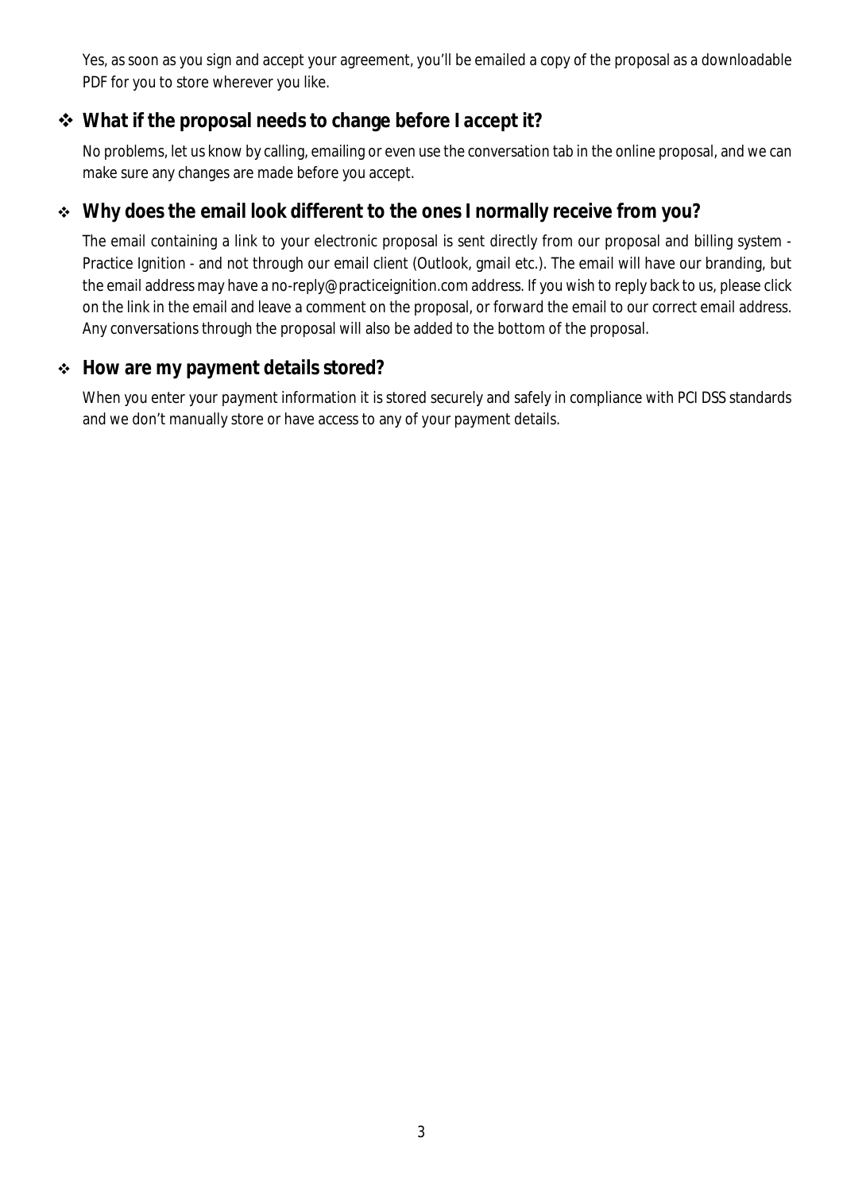Yes, as soon as you sign and accept your agreement, you'll be emailed a copy of the proposal as a downloadable PDF for you to store wherever you like.

- **What if the proposal needs to change before I accept it?**

  No problems, let us know by calling, emailing or even use the conversation tab in the online proposal, and we can make sure any changes are made before you accept.

- **Why does the email look different to the ones I normally receive from you?**

  The email containing a link to your electronic proposal is sent directly from our proposal and billing system - Practice Ignition - and not through our email client (Outlook, gmail etc.). The email will have our branding, but the email address may have a no-reply@practiceignition.com address. If you wish to reply back to us, please click on the link in the email and leave a comment on the proposal, or forward the email to our correct email address. Any conversations through the proposal will also be added to the bottom of the proposal.

- **How are my payment details stored?**

  When you enter your payment information it is stored securely and safely in compliance with PCI DSS standards and we don't manually store or have access to any of your payment details.